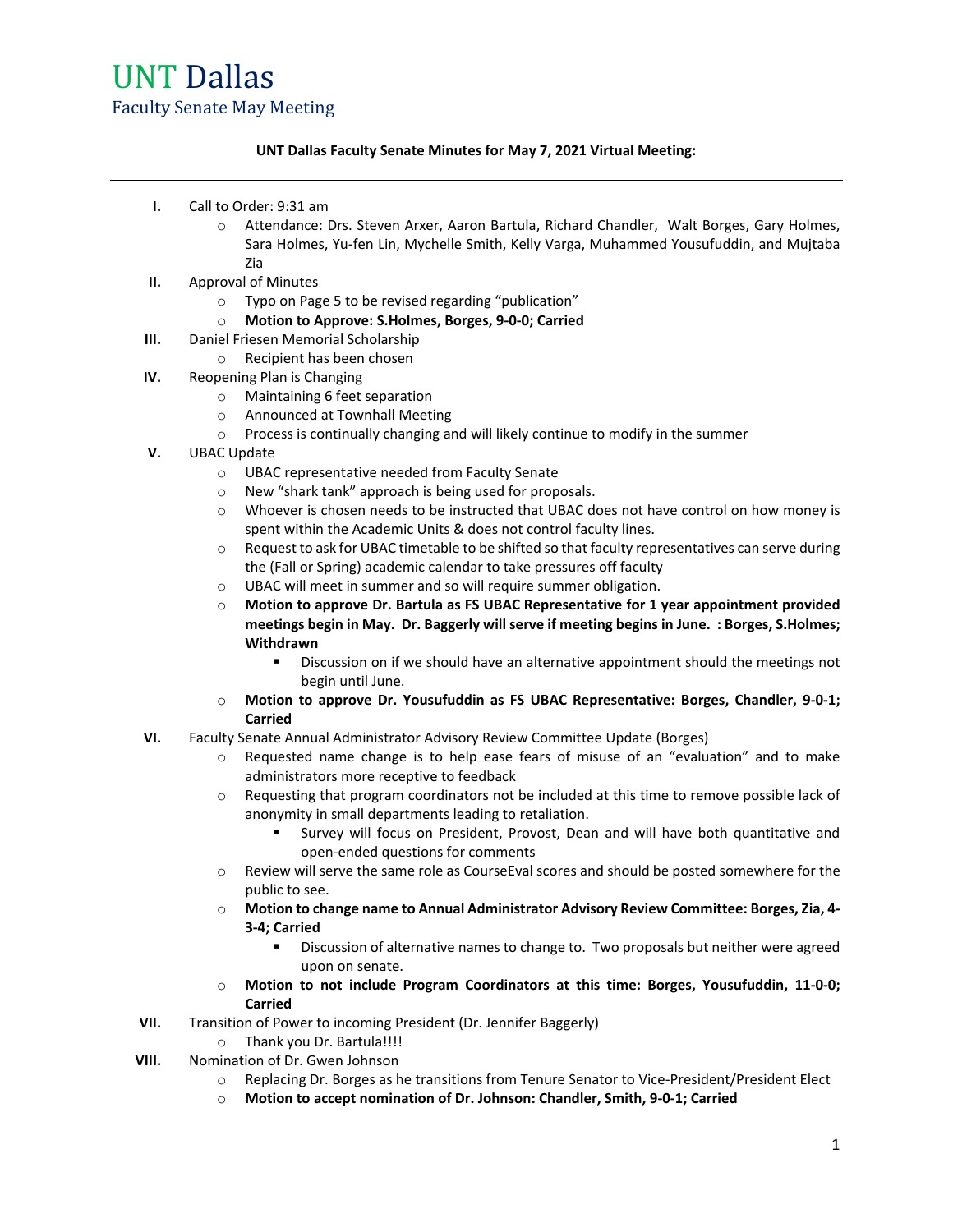# UNT Dallas

## Faculty Senate May Meeting

**UNT Dallas Faculty Senate Minutes for May 7, 2021 Virtual Meeting:**

---

I. Call to Order: 9:31 am
   - Attendance: Drs. Steven Arxer, Aaron Bartula, Richard Chandler, Walt Borges, Gary Holmes, Sara Holmes, Yu-fen Lin, Mychelle Smith, Kelly Varga, Muhammed Yousufuddin, and Mujtaba Zia

II. Approval of Minutes
   - Typo on Page 5 to be revised regarding "publication"
   - **Motion to Approve: S.Holmes, Borges, 9-0-0; Carried**

III. Daniel Friesen Memorial Scholarship
   - Recipient has been chosen

IV. Reopening Plan is Changing
   - Maintaining 6 feet separation
   - Announced at Townhall Meeting
   - Process is continually changing and will likely continue to modify in the summer

V. UBAC Update
   - UBAC representative needed from Faculty Senate
   - New "shark tank" approach is being used for proposals.
   - Whoever is chosen needs to be instructed that UBAC does not have control on how money is spent within the Academic Units & does not control faculty lines.
   - Request to ask for UBAC timetable to be shifted so that faculty representatives can serve during the (Fall or Spring) academic calendar to take pressures off faculty
   - UBAC will meet in summer and so will require summer obligation.
   - **Motion to approve Dr. Bartula as FS UBAC Representative for 1 year appointment provided meetings begin in May. Dr. Baggerly will serve if meeting begins in June. : Borges, S.Holmes; Withdrawn**
     - Discussion on if we should have an alternative appointment should the meetings not begin until June.
   - **Motion to approve Dr. Yousufuddin as FS UBAC Representative: Borges, Chandler, 9-0-1; Carried**

VI. Faculty Senate Annual Administrator Advisory Review Committee Update (Borges)
   - Requested name change is to help ease fears of misuse of an "evaluation" and to make administrators more receptive to feedback
   - Requesting that program coordinators not be included at this time to remove possible lack of anonymity in small departments leading to retaliation.
     - Survey will focus on President, Provost, Dean and will have both quantitative and open-ended questions for comments
   - Review will serve the same role as CourseEval scores and should be posted somewhere for the public to see.
   - **Motion to change name to Annual Administrator Advisory Review Committee: Borges, Zia, 4-3-4; Carried**
     - Discussion of alternative names to change to. Two proposals but neither were agreed upon on senate.
   - **Motion to not include Program Coordinators at this time: Borges, Yousufuddin, 11-0-0; Carried**

VII. Transition of Power to incoming President (Dr. Jennifer Baggerly)
   - Thank you Dr. Bartula!!!!

VIII. Nomination of Dr. Gwen Johnson
   - Replacing Dr. Borges as he transitions from Tenure Senator to Vice-President/President Elect
   - **Motion to accept nomination of Dr. Johnson: Chandler, Smith, 9-0-1; Carried**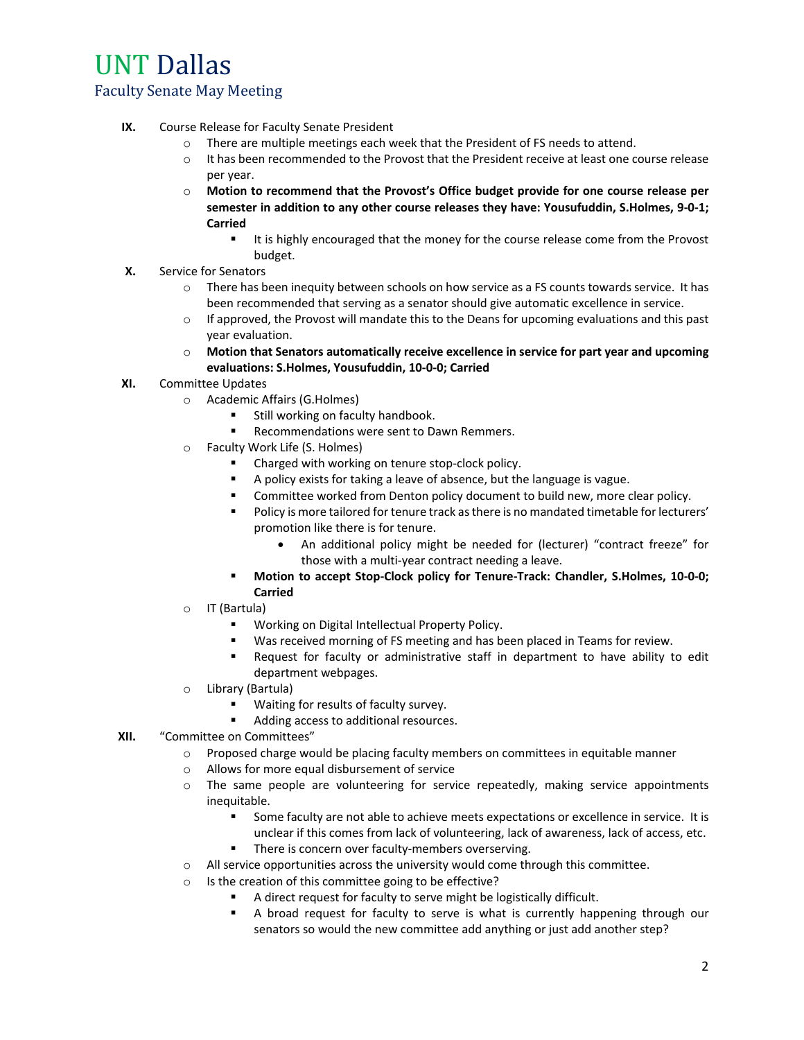IX. Course Release for Faculty Senate President
   - There are multiple meetings each week that the President of FS needs to attend.
   - It has been recommended to the Provost that the President receive at least one course release per year.
   - **Motion to recommend that the Provost's Office budget provide for one course release per semester in addition to any other course releases they have: Yousufuddin, S.Holmes, 9-0-1; Carried**
     - It is highly encouraged that the money for the course release come from the Provost budget.

X. Service for Senators
   - There has been inequity between schools on how service as a FS counts towards service. It has been recommended that serving as a senator should give automatic excellence in service.
   - If approved, the Provost will mandate this to the Deans for upcoming evaluations and this past year evaluation.
   - **Motion that Senators automatically receive excellence in service for part year and upcoming evaluations: S.Holmes, Yousufuddin, 10-0-0; Carried**

XI. Committee Updates
   - Academic Affairs (G.Holmes)
     - Still working on faculty handbook.
     - Recommendations were sent to Dawn Remmers.
   - Faculty Work Life (S. Holmes)
     - Charged with working on tenure stop-clock policy.
     - A policy exists for taking a leave of absence, but the language is vague.
     - Committee worked from Denton policy document to build new, more clear policy.
     - Policy is more tailored for tenure track as there is no mandated timetable for lecturers' promotion like there is for tenure.
       - An additional policy might be needed for (lecturer) "contract freeze" for those with a multi-year contract needing a leave.
     - **Motion to accept Stop-Clock policy for Tenure-Track: Chandler, S.Holmes, 10-0-0; Carried**
   - IT (Bartula)
     - Working on Digital Intellectual Property Policy.
     - Was received morning of FS meeting and has been placed in Teams for review.
     - Request for faculty or administrative staff in department to have ability to edit department webpages.
   - Library (Bartula)
     - Waiting for results of faculty survey.
     - Adding access to additional resources.

XII. "Committee on Committees"
   - Proposed charge would be placing faculty members on committees in equitable manner
   - Allows for more equal disbursement of service
   - The same people are volunteering for service repeatedly, making service appointments inequitable.
     - Some faculty are not able to achieve meets expectations or excellence in service. It is unclear if this comes from lack of volunteering, lack of awareness, lack of access, etc.
     - There is concern over faculty-members overserving.
   - All service opportunities across the university would come through this committee.
   - Is the creation of this committee going to be effective?
     - A direct request for faculty to serve might be logistically difficult.
     - A broad request for faculty to serve is what is currently happening through our senators so would the new committee add anything or just add another step?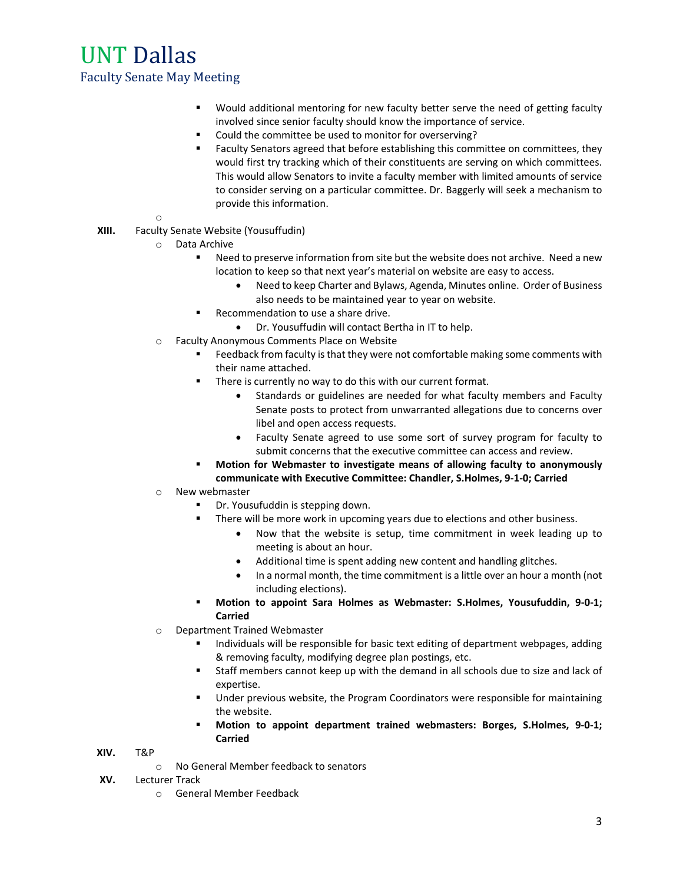- Would additional mentoring for new faculty better serve the need of getting faculty involved since senior faculty should know the importance of service.
- Could the committee be used to monitor for overserving?
- Faculty Senators agreed that before establishing this committee on committees, they would first try tracking which of their constituents are serving on which committees. This would allow Senators to invite a faculty member with limited amounts of service to consider serving on a particular committee. Dr. Baggerly will seek a mechanism to provide this information.

**XIII.** Faculty Senate Website (Yousuffudin)

- Data Archive
  - Need to preserve information from site but the website does not archive. Need a new location to keep so that next year's material on website are easy to access.
    - Need to keep Charter and Bylaws, Agenda, Minutes online. Order of Business also needs to be maintained year to year on website.
  - Recommendation to use a share drive.
    - Dr. Yousuffudin will contact Bertha in IT to help.
- Faculty Anonymous Comments Place on Website
  - Feedback from faculty is that they were not comfortable making some comments with their name attached.
  - There is currently no way to do this with our current format.
    - Standards or guidelines are needed for what faculty members and Faculty Senate posts to protect from unwarranted allegations due to concerns over libel and open access requests.
    - Faculty Senate agreed to use some sort of survey program for faculty to submit concerns that the executive committee can access and review.
  - **Motion for Webmaster to investigate means of allowing faculty to anonymously communicate with Executive Committee: Chandler, S.Holmes, 9-1-0; Carried**
- New webmaster
  - Dr. Yousufuddin is stepping down.
  - There will be more work in upcoming years due to elections and other business.
    - Now that the website is setup, time commitment in week leading up to meeting is about an hour.
    - Additional time is spent adding new content and handling glitches.
    - In a normal month, the time commitment is a little over an hour a month (not including elections).
  - **Motion to appoint Sara Holmes as Webmaster: S.Holmes, Yousufuddin, 9-0-1; Carried**
- Department Trained Webmaster
  - Individuals will be responsible for basic text editing of department webpages, adding & removing faculty, modifying degree plan postings, etc.
  - Staff members cannot keep up with the demand in all schools due to size and lack of expertise.
  - Under previous website, the Program Coordinators were responsible for maintaining the website.
  - **Motion to appoint department trained webmasters: Borges, S.Holmes, 9-0-1; Carried**

**XIV.** T&P

- No General Member feedback to senators

**XV.** Lecturer Track

- General Member Feedback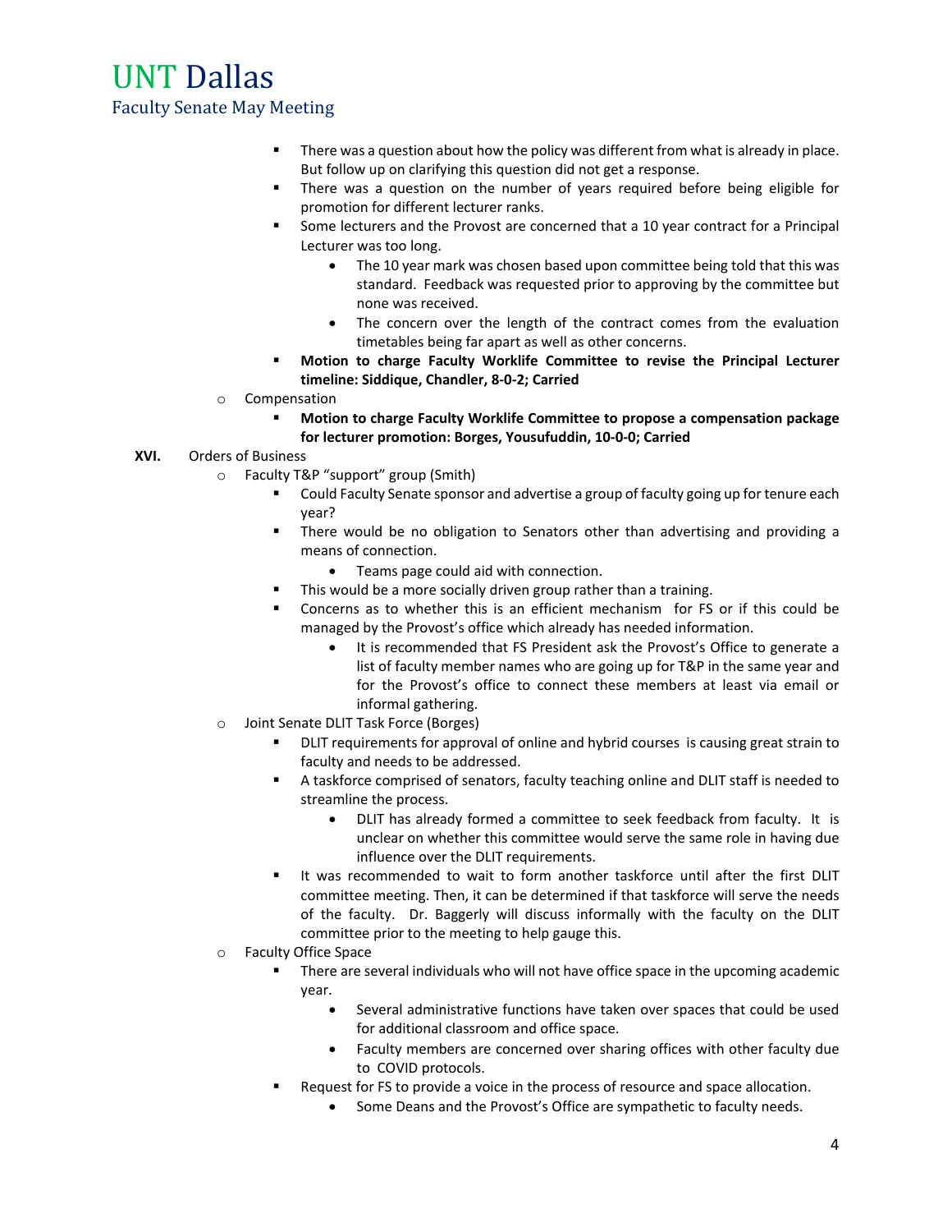- There was a question about how the policy was different from what is already in place. But follow up on clarifying this question did not get a response.
- There was a question on the number of years required before being eligible for promotion for different lecturer ranks.
- Some lecturers and the Provost are concerned that a 10 year contract for a Principal Lecturer was too long.
  - The 10 year mark was chosen based upon committee being told that this was standard. Feedback was requested prior to approving by the committee but none was received.
  - The concern over the length of the contract comes from the evaluation timetables being far apart as well as other concerns.
- **Motion to charge Faculty Worklife Committee to revise the Principal Lecturer timeline: Siddique, Chandler, 8-0-2; Carried**

- Compensation
  - **Motion to charge Faculty Worklife Committee to propose a compensation package for lecturer promotion: Borges, Yousufuddin, 10-0-0; Carried**

**XVI.** Orders of Business

- Faculty T&P "support" group (Smith)
  - Could Faculty Senate sponsor and advertise a group of faculty going up for tenure each year?
  - There would be no obligation to Senators other than advertising and providing a means of connection.
    - Teams page could aid with connection.
  - This would be a more socially driven group rather than a training.
  - Concerns as to whether this is an efficient mechanism for FS or if this could be managed by the Provost's office which already has needed information.
    - It is recommended that FS President ask the Provost's Office to generate a list of faculty member names who are going up for T&P in the same year and for the Provost's office to connect these members at least via email or informal gathering.
- Joint Senate DLIT Task Force (Borges)
  - DLIT requirements for approval of online and hybrid courses is causing great strain to faculty and needs to be addressed.
  - A taskforce comprised of senators, faculty teaching online and DLIT staff is needed to streamline the process.
    - DLIT has already formed a committee to seek feedback from faculty. It is unclear on whether this committee would serve the same role in having due influence over the DLIT requirements.
  - It was recommended to wait to form another taskforce until after the first DLIT committee meeting. Then, it can be determined if that taskforce will serve the needs of the faculty. Dr. Baggerly will discuss informally with the faculty on the DLIT committee prior to the meeting to help gauge this.
- Faculty Office Space
  - There are several individuals who will not have office space in the upcoming academic year.
    - Several administrative functions have taken over spaces that could be used for additional classroom and office space.
    - Faculty members are concerned over sharing offices with other faculty due to COVID protocols.
  - Request for FS to provide a voice in the process of resource and space allocation.
    - Some Deans and the Provost's Office are sympathetic to faculty needs.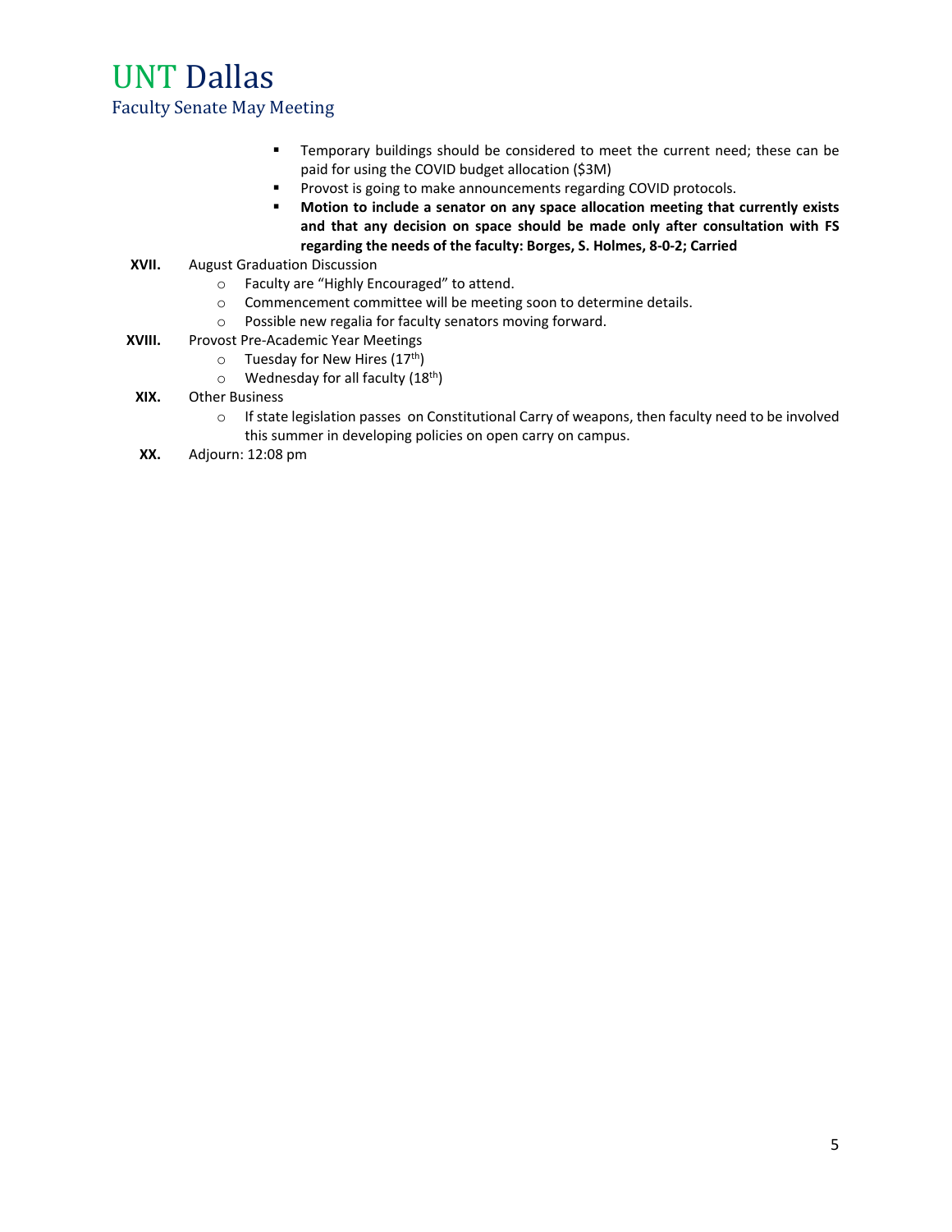- Temporary buildings should be considered to meet the current need; these can be paid for using the COVID budget allocation ($3M)
- Provost is going to make announcements regarding COVID protocols.
- **Motion to include a senator on any space allocation meeting that currently exists and that any decision on space should be made only after consultation with FS regarding the needs of the faculty: Borges, S. Holmes, 8-0-2; Carried**

**XVII.** August Graduation Discussion

- Faculty are "Highly Encouraged" to attend.
- Commencement committee will be meeting soon to determine details.
- Possible new regalia for faculty senators moving forward.

**XVIII.** Provost Pre-Academic Year Meetings

- Tuesday for New Hires (17th)
- Wednesday for all faculty (18th)

**XIX.** Other Business

- If state legislation passes on Constitutional Carry of weapons, then faculty need to be involved this summer in developing policies on open carry on campus.

**XX.** Adjourn: 12:08 pm